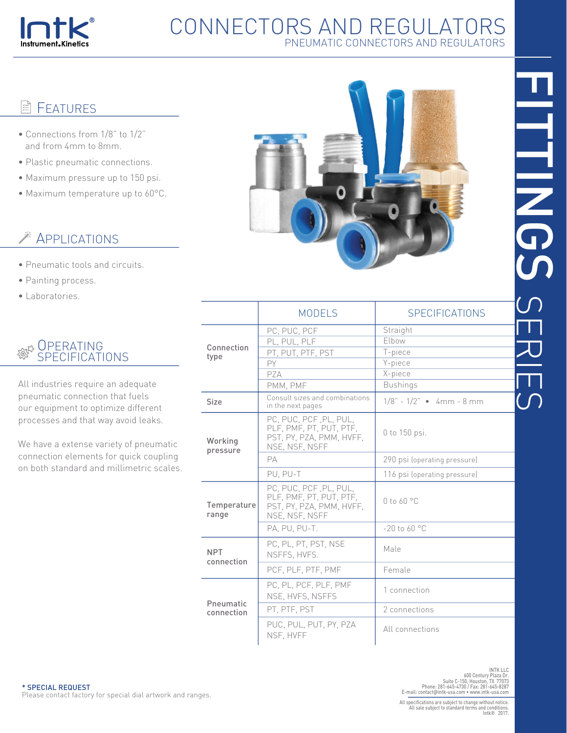# CONNECTORS AND REGULATORS

## PNEUMATIC CONNECTORS AND REGULATORS

FITTINGS SERIES

## FEATURES

- Connections from 1/8" to 1/2" and from 4mm to 8mm.
- Plastic pneumatic connections.
- Maximum pressure up to 150 psi.
- Maximum temperature up to 60°C.

## APPLICATIONS

- Pneumatic tools and circuits.
- Painting process.
- Laboratories.

## OPERATING SPECIFICATIONS

All industries require an adequate pneumatic connection that fuels our equipment to optimize different processes and that way avoid leaks.

We have a extense variety of pneumatic connection elements for quick coupling on both standard and millimetric scales.

| | MODELS | SPECIFICATIONS |
|---|---|---|
| Connection type | PC, PUC, PCF | Straight |
| | PL, PUL, PLF | Elbow |
| | PT, PUT, PTF, PST | T-piece |
| | PY | Y-piece |
| | PZA | X-piece |
| | PMM, PMF | Bushings |
| Size | Consult sizes and combinations in the next pages | 1/8" - 1/2" • 4mm - 8 mm |
| Working pressure | PC, PUC, PCF ,PL, PUL, PLF, PMF, PT, PUT, PTF, PST, PY, PZA, PMM, HVFF, NSE, NSF, NSFF | 0 to 150 psi. |
| | PA | 290 psi (operating pressure) |
| | PU, PU-T | 116 psi (operating pressure) |
| Temperature range | PC, PUC, PCF ,PL, PUL, PLF, PMF, PT, PUT, PTF, PST, PY, PZA, PMM, HVFF, NSE, NSF, NSFF | 0 to 60 °C |
| | PA, PU, PU-T. | -20 to 60 °C |
| NPT connection | PC, PL, PT, PST, NSE NSFFS, HVFS. | Male |
| | PCF, PLF, PTF, PMF | Female |
| Pneumatic connection | PC, PL, PCF, PLF, PMF NSE, HVFS, NSFFS | 1 connection |
| | PT, PTF, PST | 2 connections |
| | PUC, PUL, PUT, PY, PZA NSF, HVFF | All connections |

**\* SPECIAL REQUEST**
Please contact factory for special dial artwork and ranges.

INTK LLC
600 Century Plaza Dr.
Suite C-150, Houston, TX 77073
Phone: 281-645-4730 / Fax: 281-645-8287
E-mail: contact@intk-usa.com • www.intk-usa.com

All specifications are subject to change without notice.
All sale subject to standard terms and conditions.
Intk® 2017.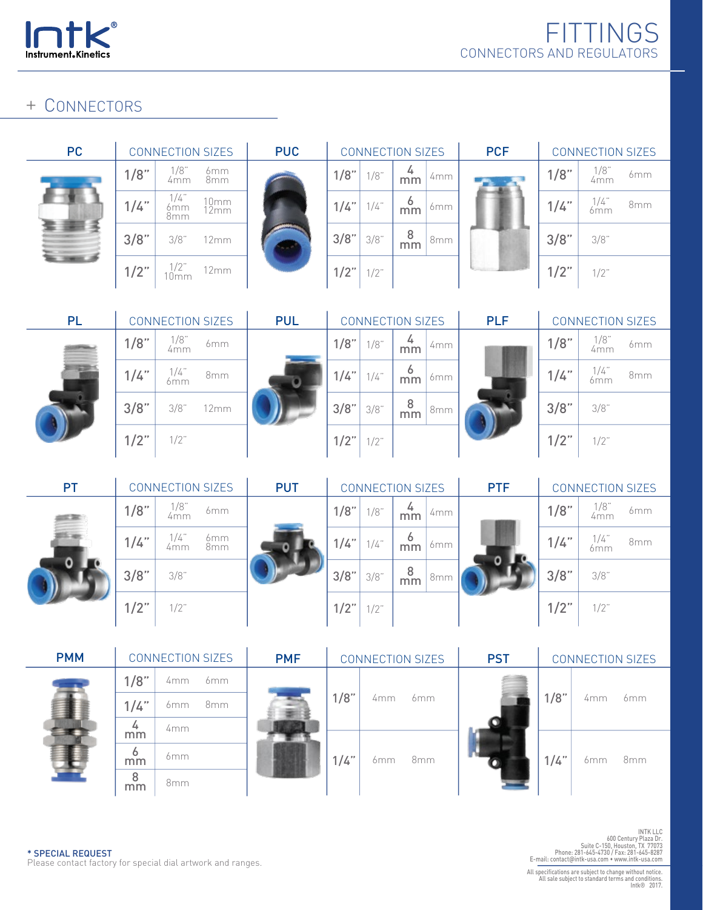# FITTINGS

CONNECTORS AND REGULATORS

## + CONNECTORS

| PC | CONNECTION SIZES | | |
|---|---|---|---|
| | 1/8" | 1/8" 4mm | 6mm 8mm |
| | 1/4" | 1/4" 6mm 8mm | 10mm 12mm |
| | 3/8" | 3/8" | 12mm |
| | 1/2" | 1/2" 10mm | 12mm |

| PUC | CONNECTION SIZES | | | |
|---|---|---|---|---|
| | 1/8" | 1/8" | 4 mm | 4mm |
| | 1/4" | 1/4" | 6 mm | 6mm |
| | 3/8" | 3/8" | 8 mm | 8mm |
| | 1/2" | 1/2" | | |

| PCF | CONNECTION SIZES | | |
|---|---|---|---|
| | 1/8" | 1/8" 4mm | 6mm |
| | 1/4" | 1/4" 6mm | 8mm |
| | 3/8" | 3/8" | |
| | 1/2" | 1/2" | |

| PL | CONNECTION SIZES | | |
|---|---|---|---|
| | 1/8" | 1/8" 4mm | 6mm |
| | 1/4" | 1/4" 6mm | 8mm |
| | 3/8" | 3/8" | 12mm |
| | 1/2" | 1/2" | |

| PUL | CONNECTION SIZES | | | |
|---|---|---|---|---|
| | 1/8" | 1/8" | 4 mm | 4mm |
| | 1/4" | 1/4" | 6 mm | 6mm |
| | 3/8" | 3/8" | 8 mm | 8mm |
| | 1/2" | 1/2" | | |

| PLF | CONNECTION SIZES | | |
|---|---|---|---|
| | 1/8" | 1/8" 4mm | 6mm |
| | 1/4" | 1/4" 6mm | 8mm |
| | 3/8" | 3/8" | |
| | 1/2" | 1/2" | |

| PT | CONNECTION SIZES | | |
|---|---|---|---|
| | 1/8" | 1/8" 4mm | 6mm |
| | 1/4" | 1/4" 4mm | 6mm 8mm |
| | 3/8" | 3/8" | |
| | 1/2" | 1/2" | |

| PUT | CONNECTION SIZES | | | |
|---|---|---|---|---|
| | 1/8" | 1/8" | 4 mm | 4mm |
| | 1/4" | 1/4" | 6 mm | 6mm |
| | 3/8" | 3/8" | 8 mm | 8mm |
| | 1/2" | 1/2" | | |

| PTF | CONNECTION SIZES | | |
|---|---|---|---|
| | 1/8" | 1/8" 4mm | 6mm |
| | 1/4" | 1/4" 6mm | 8mm |
| | 3/8" | 3/8" | |
| | 1/2" | 1/2" | |

| PMM | CONNECTION SIZES | | |
|---|---|---|---|
| | 1/8" | 4mm | 6mm |
| | 1/4" | 6mm | 8mm |
| | 4 mm | 4mm | |
| | 6 mm | 6mm | |
| | 8 mm | 8mm | |

| PMF | CONNECTION SIZES | | |
|---|---|---|---|
| | 1/8" | 4mm | 6mm |
| | 1/4" | 6mm | 8mm |

| PST | CONNECTION SIZES | | |
|---|---|---|---|
| | 1/8" | 4mm | 6mm |
| | 1/4" | 6mm | 8mm |

**\* SPECIAL REQUEST**
Please contact factory for special dial artwork and ranges.

INTK LLC
600 Century Plaza Dr.
Suite C-150, Houston, TX 77073
Phone: 281-645-4730 / Fax: 281-645-8287
E-mail: contact@intk-usa.com • www.intk-usa.com

All specifications are subject to change without notice.
All sale subject to standard terms and conditions.
Intk® 2017.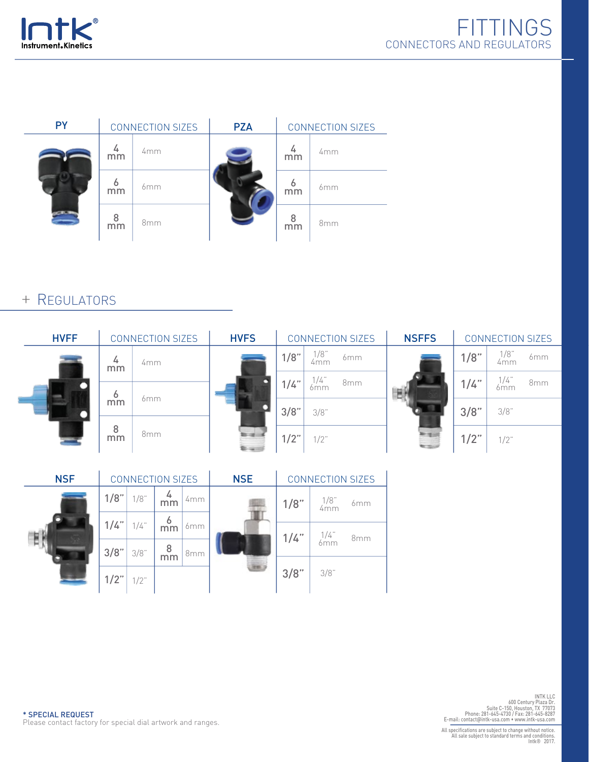# FITTINGS

## CONNECTORS AND REGULATORS

| PY | CONNECTION SIZES | |
|---|---|---|
| | 4 mm | 4mm |
| | 6 mm | 6mm |
| | 8 mm | 8mm |

| PZA | CONNECTION SIZES | |
|---|---|---|
| | 4 mm | 4mm |
| | 6 mm | 6mm |
| | 8 mm | 8mm |

## + REGULATORS

| HVFF | CONNECTION SIZES | |
|---|---|---|
| | 4 mm | 4mm |
| | 6 mm | 6mm |
| | 8 mm | 8mm |

| HVFS | CONNECTION SIZES | | |
|---|---|---|---|
| | 1/8" | 1/8" 4mm | 6mm |
| | 1/4" | 1/4" 6mm | 8mm |
| | 3/8" | 3/8" | |
| | 1/2" | 1/2" | |

| NSFFS | CONNECTION SIZES | | |
|---|---|---|---|
| | 1/8" | 1/8" 4mm | 6mm |
| | 1/4" | 1/4" 6mm | 8mm |
| | 3/8" | 3/8" | |
| | 1/2" | 1/2" | |

| NSF | CONNECTION SIZES | | | |
|---|---|---|---|---|
| | 1/8" | 1/8" | 4 mm | 4mm |
| | 1/4" | 1/4" | 6 mm | 6mm |
| | 3/8" | 3/8" | 8 mm | 8mm |
| | 1/2" | 1/2" | | |

| NSE | CONNECTION SIZES | | |
|---|---|---|---|
| | 1/8" | 1/8" 4mm | 6mm |
| | 1/4" | 1/4" 6mm | 8mm |
| | 3/8" | 3/8" | |

**\* SPECIAL REQUEST**
Please contact factory for special dial artwork and ranges.

INTK LLC
600 Century Plaza Dr.
Suite C-150, Houston, TX 77073
Phone: 281-645-4730 / Fax: 281-645-8287
E-mail: contact@intk-usa.com • www.intk-usa.com

All specifications are subject to change without notice.
All sale subject to standard terms and conditions.
Intk® 2017.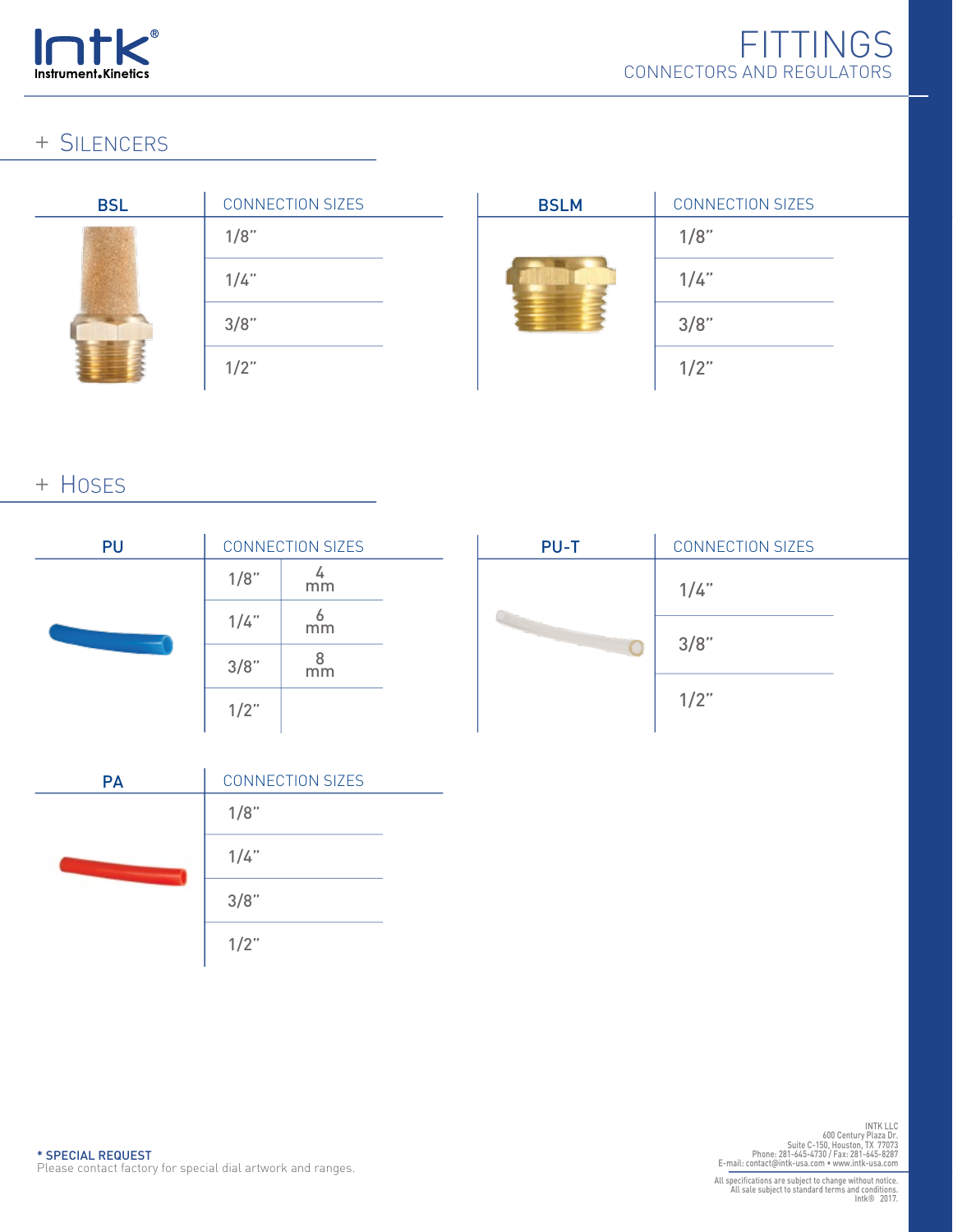# FITTINGS

## CONNECTORS AND REGULATORS

## + SILENCERS

| BSL | CONNECTION SIZES |
|---|---|
| | 1/8" |
| | 1/4" |
| | 3/8" |
| | 1/2" |

| BSLM | CONNECTION SIZES |
|---|---|
| | 1/8" |
| | 1/4" |
| | 3/8" |
| | 1/2" |

## + HOSES

| PU | CONNECTION SIZES | |
|---|---|---|
| | 1/8" | 4 mm |
| | 1/4" | 6 mm |
| | 3/8" | 8 mm |
| | 1/2" | |

| PU-T | CONNECTION SIZES |
|---|---|
| | 1/4" |
| | 3/8" |
| | 1/2" |

| PA | CONNECTION SIZES |
|---|---|
| | 1/8" |
| | 1/4" |
| | 3/8" |
| | 1/2" |

**\* SPECIAL REQUEST**
Please contact factory for special dial artwork and ranges.

INTK LLC
600 Century Plaza Dr.
Suite C-150, Houston, TX 77073
Phone: 281-645-4730 / Fax: 281-645-8287
E-mail: contact@intk-usa.com • www.intk-usa.com

All specifications are subject to change without notice.
All sale subject to standard terms and conditions.
Intk® 2017.